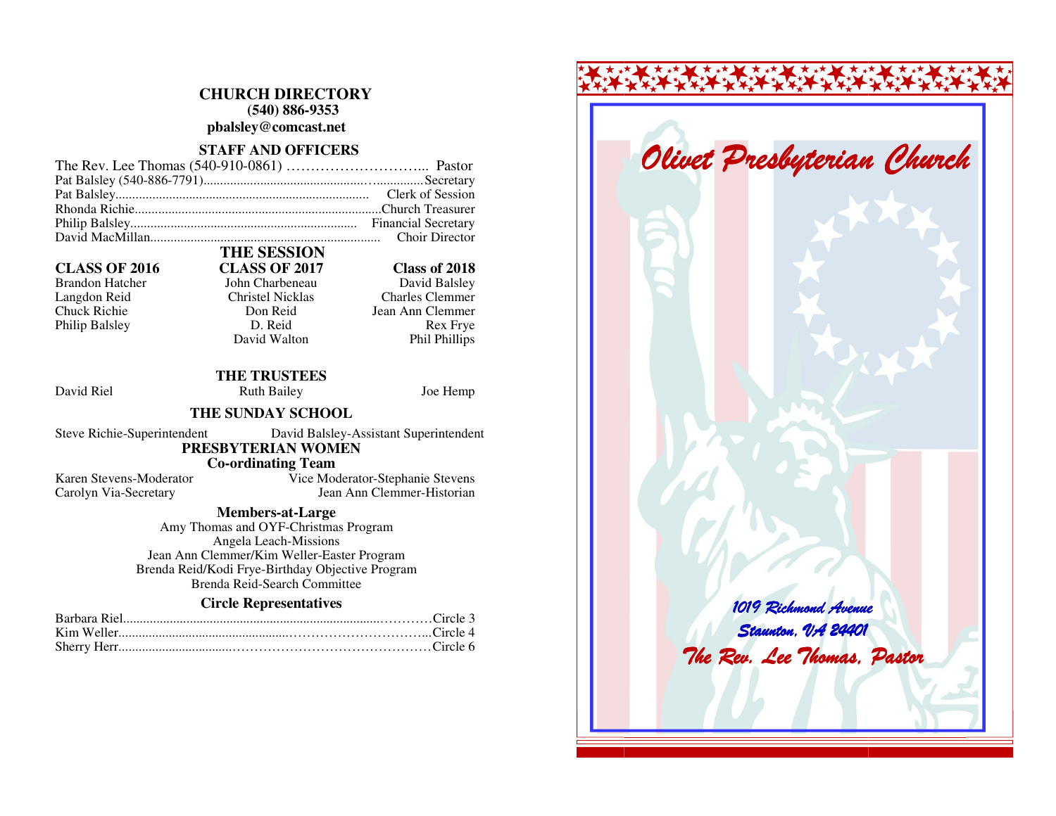## CHURCH DIRECTORY

**(540) 886-9353**

**pbalsley@comcast.net**

### STAFF AND OFFICERS

The Rev. Lee Thomas (540-910-0861) ………………………... Pastor
Pat Balsley (540-886-7791)................................................…..............Secretary
Pat Balsley.......................................................................... Clerk of Session
Rhonda Richie.........................................................................Church Treasurer
Philip Balsley................................................................... Financial Secretary
David MacMillan.................................................................... Choir Director

### THE SESSION

| CLASS OF 2016 | CLASS OF 2017 | Class of 2018 |
|---|---|---|
| Brandon Hatcher | John Charbeneau | David Balsley |
| Langdon Reid | Christel Nicklas | Charles Clemmer |
| Chuck Richie | Don Reid | Jean Ann Clemmer |
| Philip Balsley | D. Reid | Rex Frye |
| | David Walton | Phil Phillips |

### THE TRUSTEES

David Riel    Ruth Bailey    Joe Hemp

### THE SUNDAY SCHOOL

Steve Richie-Superintendent    David Balsley-Assistant Superintendent

### PRESBYTERIAN WOMEN

**Co-ordinating Team**

Karen Stevens-Moderator    Vice Moderator-Stephanie Stevens
Carolyn Via-Secretary    Jean Ann Clemmer-Historian

**Members-at-Large**

Amy Thomas and OYF-Christmas Program
Angela Leach-Missions
Jean Ann Clemmer/Kim Weller-Easter Program
Brenda Reid/Kodi Frye-Birthday Objective Program
Brenda Reid-Search Committee

**Circle Representatives**

Barbara Riel............................................................................…………Circle 3
Kim Weller..................................................……………………………...Circle 4
Sherry Herr.................................………………………………………Circle 6

# *Olivet Presbyterian Church*

*1019 Richmond Avenue*
*Staunton, VA 24401*
*The Rev. Lee Thomas, Pastor*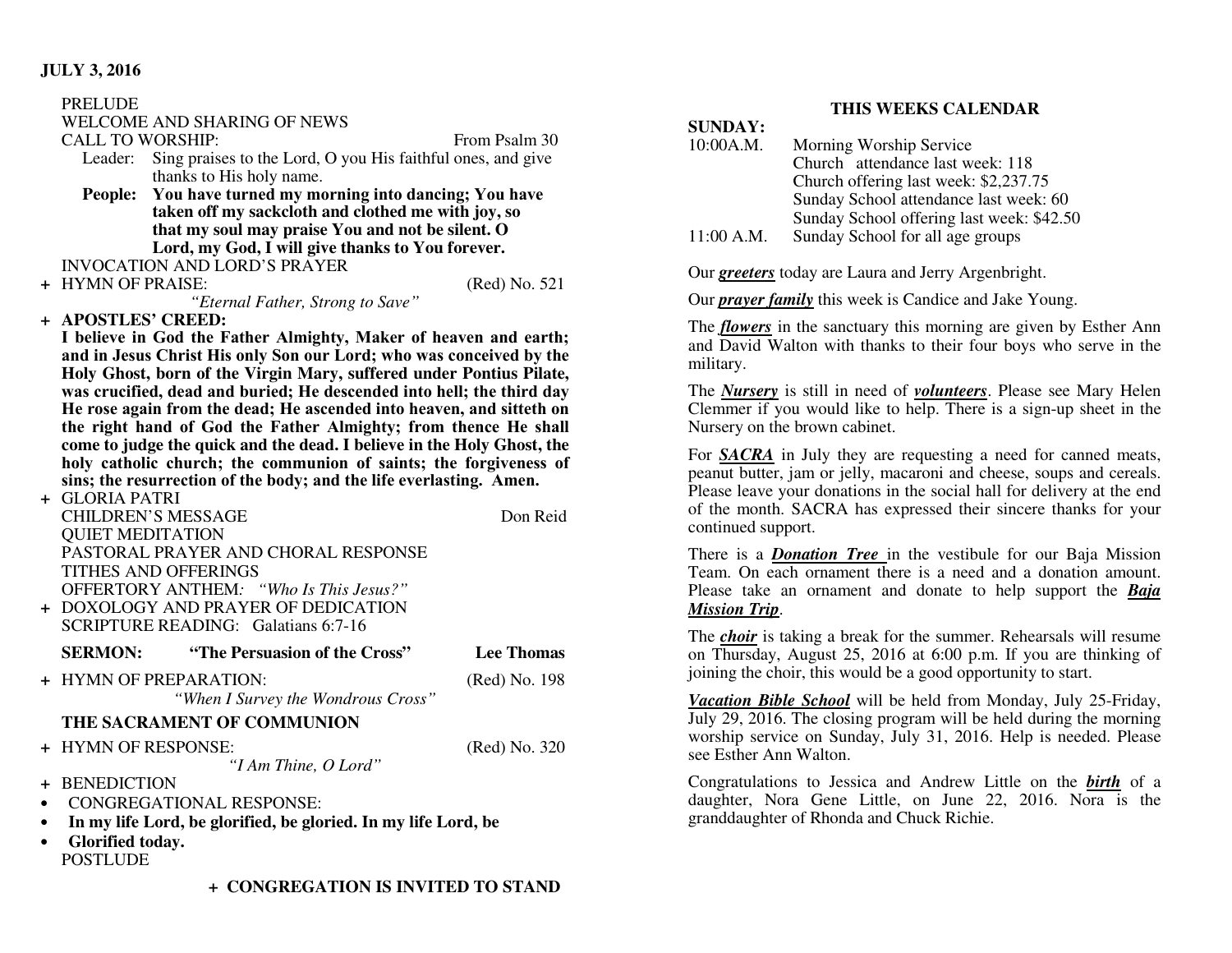**JULY 3, 2016**

PRELUDE

WELCOME AND SHARING OF NEWS

CALL TO WORSHIP: From Psalm 30

Leader: Sing praises to the Lord, O you His faithful ones, and give thanks to His holy name.

**People: You have turned my morning into dancing; You have taken off my sackcloth and clothed me with joy, so that my soul may praise You and not be silent. O Lord, my God, I will give thanks to You forever.**

INVOCATION AND LORD'S PRAYER

\+ HYMN OF PRAISE: (Red) No. 521

*"Eternal Father, Strong to Save"*

**+ APOSTLES' CREED:**

**I believe in God the Father Almighty, Maker of heaven and earth; and in Jesus Christ His only Son our Lord; who was conceived by the Holy Ghost, born of the Virgin Mary, suffered under Pontius Pilate, was crucified, dead and buried; He descended into hell; the third day He rose again from the dead; He ascended into heaven, and sitteth on the right hand of God the Father Almighty; from thence He shall come to judge the quick and the dead. I believe in the Holy Ghost, the holy catholic church; the communion of saints; the forgiveness of sins; the resurrection of the body; and the life everlasting. Amen.**

\+ GLORIA PATRI

CHILDREN'S MESSAGE Don Reid

QUIET MEDITATION

PASTORAL PRAYER AND CHORAL RESPONSE

TITHES AND OFFERINGS

OFFERTORY ANTHEM*: "Who Is This Jesus?"*

\+ DOXOLOGY AND PRAYER OF DEDICATION

SCRIPTURE READING: Galatians 6:7-16

**SERMON: "The Persuasion of the Cross" Lee Thomas**

\+ HYMN OF PREPARATION: (Red) No. 198

*"When I Survey the Wondrous Cross"*

**THE SACRAMENT OF COMMUNION**

\+ HYMN OF RESPONSE: (Red) No. 320

*"I Am Thine, O Lord"*

\+ BENEDICTION

- CONGREGATIONAL RESPONSE:
- **In my life Lord, be glorified, be gloried. In my life Lord, be**
- **Glorified today.**

POSTLUDE

**+ CONGREGATION IS INVITED TO STAND**

## THIS WEEKS CALENDAR

**SUNDAY:**

10:00A.M. Morning Worship Service
Church attendance last week: 118
Church offering last week: $2,237.75
Sunday School attendance last week: 60
Sunday School offering last week: $42.50

11:00 A.M. Sunday School for all age groups

Our ***greeters*** today are Laura and Jerry Argenbright.

Our ***prayer family*** this week is Candice and Jake Young.

The ***flowers*** in the sanctuary this morning are given by Esther Ann and David Walton with thanks to their four boys who serve in the military.

The ***Nursery*** is still in need of ***volunteers***. Please see Mary Helen Clemmer if you would like to help. There is a sign-up sheet in the Nursery on the brown cabinet.

For ***SACRA*** in July they are requesting a need for canned meats, peanut butter, jam or jelly, macaroni and cheese, soups and cereals. Please leave your donations in the social hall for delivery at the end of the month. SACRA has expressed their sincere thanks for your continued support.

There is a ***Donation Tree*** in the vestibule for our Baja Mission Team. On each ornament there is a need and a donation amount. Please take an ornament and donate to help support the ***Baja Mission Trip***.

The ***choir*** is taking a break for the summer. Rehearsals will resume on Thursday, August 25, 2016 at 6:00 p.m. If you are thinking of joining the choir, this would be a good opportunity to start.

***Vacation Bible School*** will be held from Monday, July 25-Friday, July 29, 2016. The closing program will be held during the morning worship service on Sunday, July 31, 2016. Help is needed. Please see Esther Ann Walton.

Congratulations to Jessica and Andrew Little on the ***birth*** of a daughter, Nora Gene Little, on June 22, 2016. Nora is the granddaughter of Rhonda and Chuck Richie.